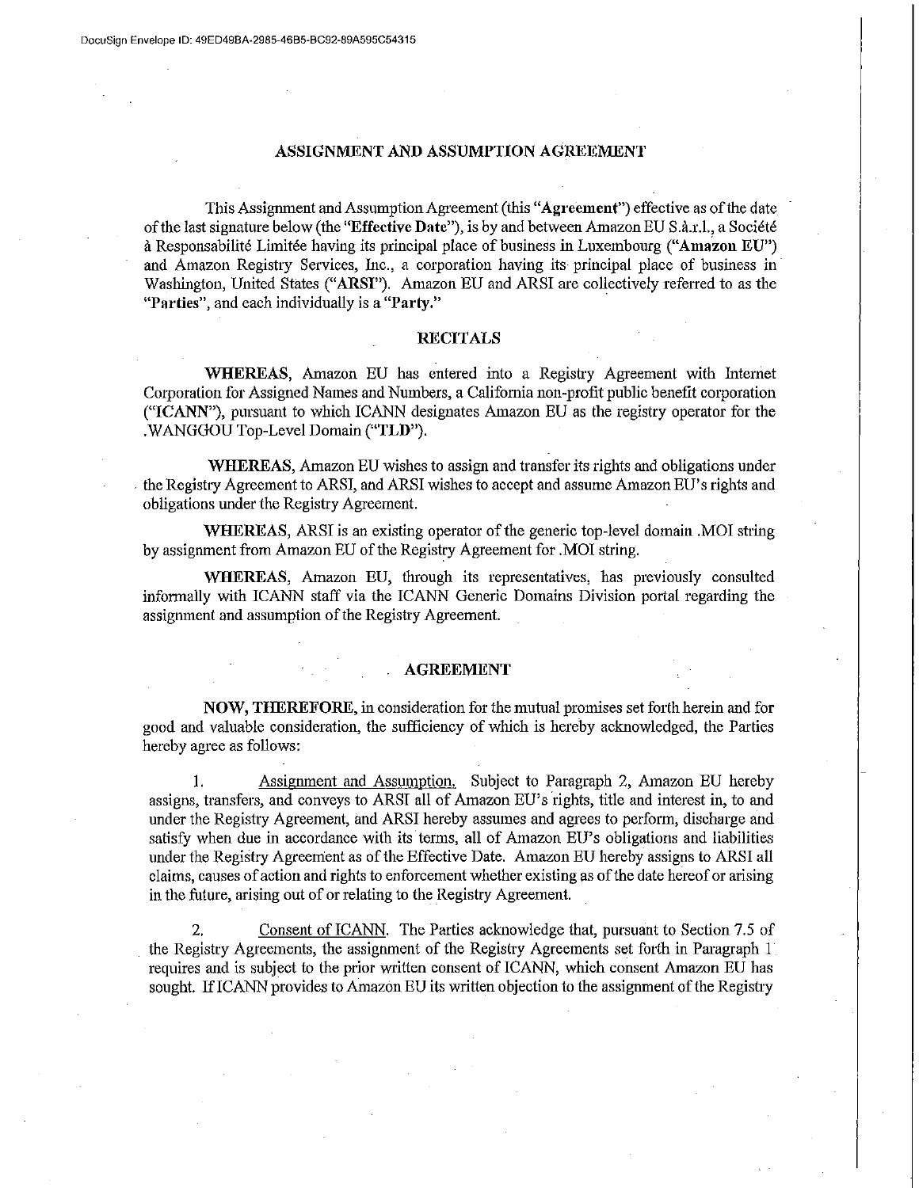## ASSIGNMENT AND ASSUMPTION AGREEMENT

This Assignment and Assumption Agreement (this "**Agreement**") effective as of the date of the last signature below (the "**Effective Date**"), is by and between Amazon EU S.à.r.l., a Société à Responsabilité Limitée having its principal place of business in Luxembourg ("**Amazon EU**") and Amazon Registry Services, Inc., a corporation having its principal place of business in Washington, United States ("**ARSI**"). Amazon EU and ARSI are collectively referred to as the "**Parties**", and each individually is a "**Party.**"

### RECITALS

**WHEREAS**, Amazon EU has entered into a Registry Agreement with Internet Corporation for Assigned Names and Numbers, a California non-profit public benefit corporation ("**ICANN**"), pursuant to which ICANN designates Amazon EU as the registry operator for the .WANGGOU Top-Level Domain ("**TLD**").

**WHEREAS**, Amazon EU wishes to assign and transfer its rights and obligations under the Registry Agreement to ARSI, and ARSI wishes to accept and assume Amazon EU's rights and obligations under the Registry Agreement.

**WHEREAS**, ARSI is an existing operator of the generic top-level domain .MOI string by assignment from Amazon EU of the Registry Agreement for .MOI string.

**WHEREAS**, Amazon EU, through its representatives, has previously consulted informally with ICANN staff via the ICANN Generic Domains Division portal regarding the assignment and assumption of the Registry Agreement.

### AGREEMENT

**NOW, THEREFORE**, in consideration for the mutual promises set forth herein and for good and valuable consideration, the sufficiency of which is hereby acknowledged, the Parties hereby agree as follows:

1. Assignment and Assumption. Subject to Paragraph 2, Amazon EU hereby assigns, transfers, and conveys to ARSI all of Amazon EU's rights, title and interest in, to and under the Registry Agreement, and ARSI hereby assumes and agrees to perform, discharge and satisfy when due in accordance with its terms, all of Amazon EU's obligations and liabilities under the Registry Agreement as of the Effective Date. Amazon EU hereby assigns to ARSI all claims, causes of action and rights to enforcement whether existing as of the date hereof or arising in the future, arising out of or relating to the Registry Agreement.

2. Consent of ICANN. The Parties acknowledge that, pursuant to Section 7.5 of the Registry Agreements, the assignment of the Registry Agreements set forth in Paragraph 1 requires and is subject to the prior written consent of ICANN, which consent Amazon EU has sought. If ICANN provides to Amazon EU its written objection to the assignment of the Registry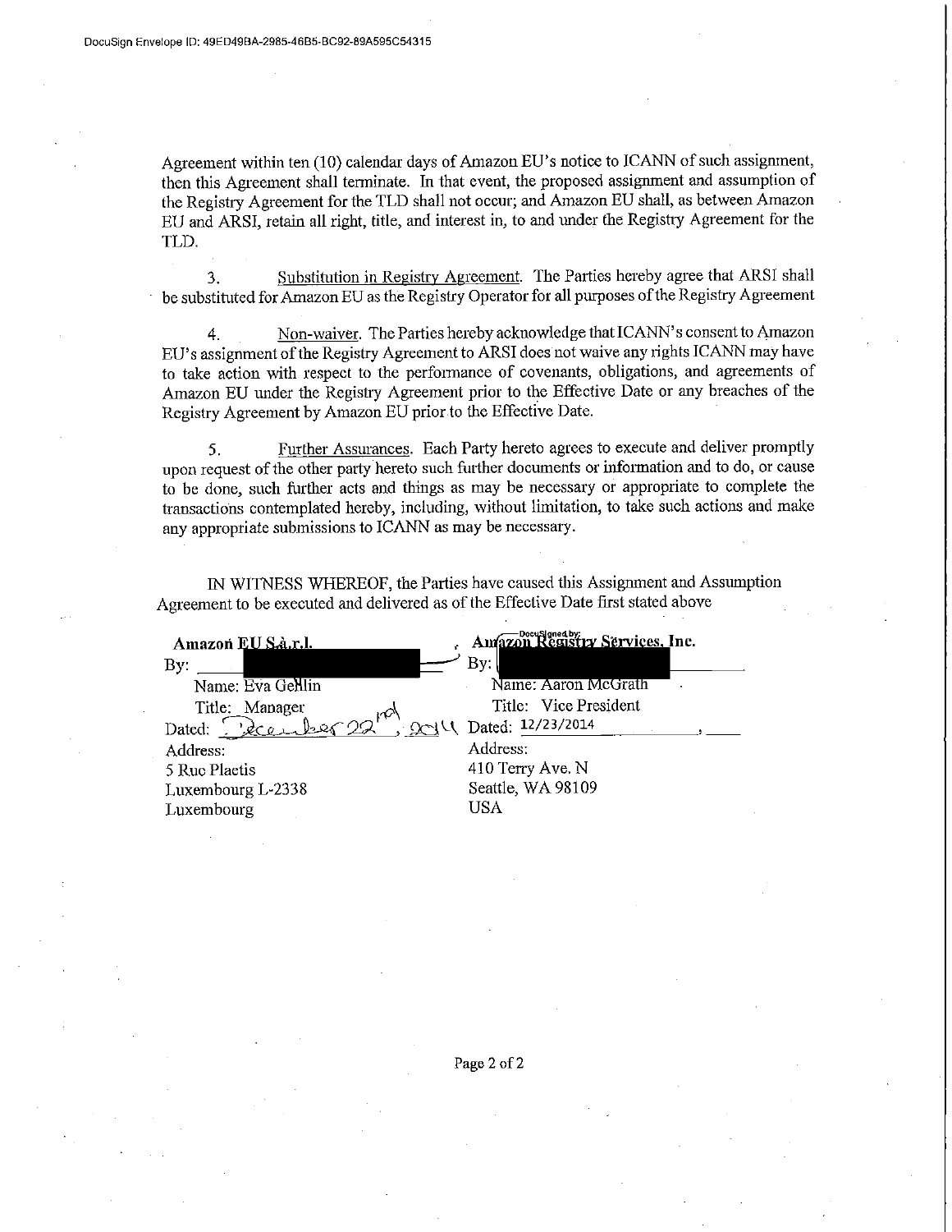Agreement within ten (10) calendar days of Amazon EU's notice to ICANN of such assignment, then this Agreement shall terminate. In that event, the proposed assignment and assumption of the Registry Agreement for the TLD shall not occur; and Amazon EU shall, as between Amazon EU and ARSI, retain all right, title, and interest in, to and under the Registry Agreement for the TLD.

3. Substitution in Registry Agreement. The Parties hereby agree that ARSI shall be substituted for Amazon EU as the Registry Operator for all purposes of the Registry Agreement

4. Non-waiver. The Parties hereby acknowledge that ICANN's consent to Amazon EU's assignment of the Registry Agreement to ARSI does not waive any rights ICANN may have to take action with respect to the performance of covenants, obligations, and agreements of Amazon EU under the Registry Agreement prior to the Effective Date or any breaches of the Registry Agreement by Amazon EU prior to the Effective Date.

5. Further Assurances. Each Party hereto agrees to execute and deliver promptly upon request of the other party hereto such further documents or information and to do, or cause to be done, such further acts and things as may be necessary or appropriate to complete the transactions contemplated hereby, including, without limitation, to take such actions and make any appropriate submissions to ICANN as may be necessary.

IN WITNESS WHEREOF, the Parties have caused this Assignment and Assumption Agreement to be executed and delivered as of the Effective Date first stated above

| | |
|---|---|
| **Amazon EU S.à.r.l.** | **Amazon Registry Services, Inc.** |
| By: | By: |
| Name: Eva Gehlin | Name: Aaron McGrath |
| Title: Manager | Title: Vice President |
| Dated: December 22nd, 2014 | Dated: 12/23/2014 |
| Address: | Address: |
| 5 Rue Plaetis | 410 Terry Ave. N |
| Luxembourg L-2338 | Seattle, WA 98109 |
| Luxembourg | USA |